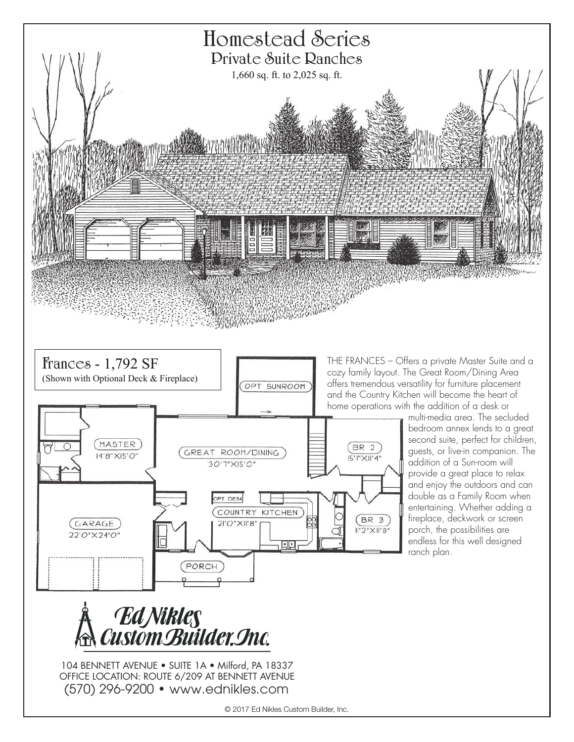# Homestead Series

## Private Suite Ranches

1,660 sq. ft. to 2,025 sq. ft.

## Frances - 1,792 SF

(Shown with Optional Deck & Fireplace)

OPT SUNROOM

MASTER
14'8"X15'0"

GREAT ROOM/DINING
30'7"X15'0"

BR 2
15'1"X11'4"

OPT DESK

COUNTRY KITCHEN
21'0"X11'8"

BR 3
11'2"X11'8"

GARAGE
22'0"X24'0"

PORCH

THE FRANCES – Offers a private Master Suite and a cozy family layout. The Great Room/Dining Area offers tremendous versatility for furniture placement and the Country Kitchen will become the heart of home operations with the addition of a desk or multi-media area. The secluded bedroom annex lends to a great second suite, perfect for children, guests, or live-in companion. The addition of a Sun-room will provide a great place to relax and enjoy the outdoors and can double as a Family Room when entertaining. Whether adding a fireplace, deckwork or screen porch, the possibilities are endless for this well designed ranch plan.

**Ed Nikles Custom Builder, Inc.**

104 BENNETT AVENUE • SUITE 1A • Milford, PA 18337
OFFICE LOCATION: ROUTE 6/209 AT BENNETT AVENUE
(570) 296-9200 • www.ednikles.com

© 2017 Ed Nikles Custom Builder, Inc.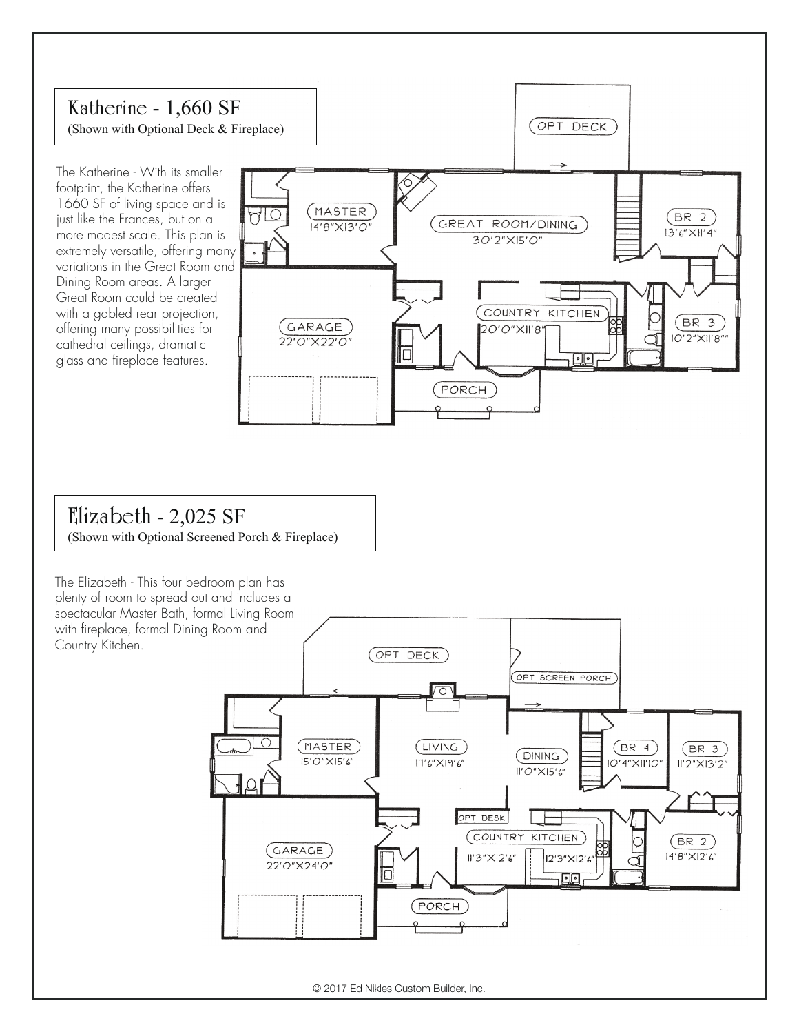## Katherine - 1,660 SF

(Shown with Optional Deck & Fireplace)

The Katherine - With its smaller footprint, the Katherine offers 1660 SF of living space and is just like the Frances, but on a more modest scale. This plan is extremely versatile, offering many variations in the Great Room and Dining Room areas. A larger Great Room could be created with a gabled rear projection, offering many possibilities for cathedral ceilings, dramatic glass and fireplace features.

OPT DECK

MASTER
14'8"X13'0"

GREAT ROOM/DINING
30'2"X15'0"

BR 2
13'6"X11'4"

GARAGE
22'0"X22'0"

COUNTRY KITCHEN
20'0"X11'8"

BR 3
10'2"X11'8"

PORCH

## Elizabeth - 2,025 SF

(Shown with Optional Screened Porch & Fireplace)

The Elizabeth - This four bedroom plan has plenty of room to spread out and includes a spectacular Master Bath, formal Living Room with fireplace, formal Dining Room and Country Kitchen.

OPT DECK

OPT SCREEN PORCH

MASTER
15'0"X15'6"

LIVING
17'6"X19'6"

DINING
11'0"X15'6"

BR 4
10'4"X11'10"

BR 3
11'2"X13'2"

OPT DESK

GARAGE
22'0"X24'0"

COUNTRY KITCHEN
11'3"X12'6" 12'3"X12'6"

BR 2
14'8"X12'6"

PORCH

© 2017 Ed Nikles Custom Builder, Inc.